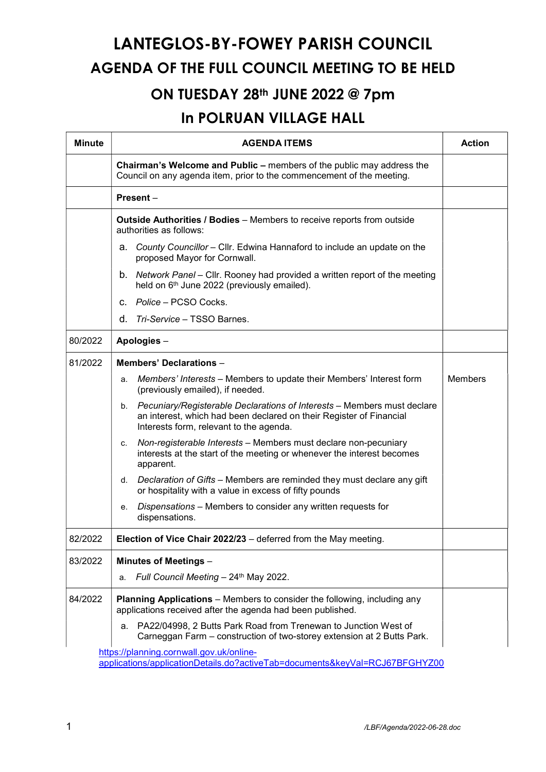# LANTEGLOS-BY-FOWEY PARISH COUNCIL

## AGENDA OF THE FULL COUNCIL MEETING TO BE HELD

## ON TUESDAY 28th JUNE 2022 @ 7pm

## In POLRUAN VILLAGE HALL

| Minute | AGENDA ITEMS | Action |
|---|---|---|
| | **Chairman's Welcome and Public –** members of the public may address the Council on any agenda item, prior to the commencement of the meeting. | |
| | **Present** – | |
| | **Outside Authorities / Bodies** – Members to receive reports from outside authorities as follows:<br>a. *County Councillor* – Cllr. Edwina Hannaford to include an update on the proposed Mayor for Cornwall.<br>b. *Network Panel* – Cllr. Rooney had provided a written report of the meeting held on 6th June 2022 (previously emailed).<br>c. *Police* – PCSO Cocks.<br>d. *Tri-Service* – TSSO Barnes. | |
| 80/2022 | **Apologies** – | |
| 81/2022 | **Members' Declarations** –<br>a. *Members' Interests* – Members to update their Members' Interest form (previously emailed), if needed.<br>b. *Pecuniary/Registerable Declarations of Interests* – Members must declare an interest, which had been declared on their Register of Financial Interests form, relevant to the agenda.<br>c. *Non-registerable Interests* – Members must declare non-pecuniary interests at the start of the meeting or whenever the interest becomes apparent.<br>d. *Declaration of Gifts* – Members are reminded they must declare any gift or hospitality with a value in excess of fifty pounds<br>e. *Dispensations* – Members to consider any written requests for dispensations. | Members |
| 82/2022 | **Election of Vice Chair 2022/23** – deferred from the May meeting. | |
| 83/2022 | **Minutes of Meetings** –<br>a. *Full Council Meeting* – 24th May 2022. | |
| 84/2022 | **Planning Applications** – Members to consider the following, including any applications received after the agenda had been published.<br>a. PA22/04998, 2 Butts Park Road from Trenewan to Junction West of Carneggan Farm – construction of two-storey extension at 2 Butts Park.<br>https://planning.cornwall.gov.uk/online-applications/applicationDetails.do?activeTab=documents&keyVal=RCJ67BFGHYZ00 | |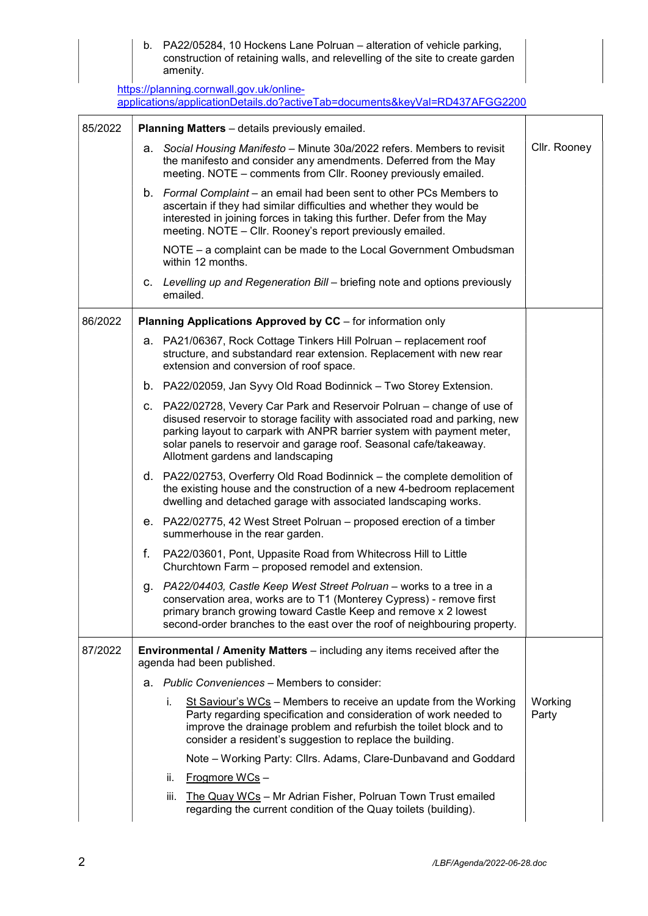| | | |
|---|---|---|
| | b. PA22/05284, 10 Hockens Lane Polruan – alteration of vehicle parking, construction of retaining walls, and relevelling of the site to create garden amenity. | |

https://planning.cornwall.gov.uk/online-applications/applicationDetails.do?activeTab=documents&keyVal=RD437AFGG2200

| | | |
|---|---|---|
| 85/2022 | **Planning Matters** – details previously emailed.<br><br>a. *Social Housing Manifesto* – Minute 30a/2022 refers. Members to revisit the manifesto and consider any amendments. Deferred from the May meeting. NOTE – comments from Cllr. Rooney previously emailed.<br><br>b. *Formal Complaint* – an email had been sent to other PCs Members to ascertain if they had similar difficulties and whether they would be interested in joining forces in taking this further. Defer from the May meeting. NOTE – Cllr. Rooney's report previously emailed.<br><br>NOTE – a complaint can be made to the Local Government Ombudsman within 12 months.<br><br>c. *Levelling up and Regeneration Bill* – briefing note and options previously emailed. | Cllr. Rooney |
| 86/2022 | **Planning Applications Approved by CC** – for information only<br><br>a. PA21/06367, Rock Cottage Tinkers Hill Polruan – replacement roof structure, and substandard rear extension. Replacement with new rear extension and conversion of roof space.<br><br>b. PA22/02059, Jan Syvy Old Road Bodinnick – Two Storey Extension.<br><br>c. PA22/02728, Vevery Car Park and Reservoir Polruan – change of use of disused reservoir to storage facility with associated road and parking, new parking layout to carpark with ANPR barrier system with payment meter, solar panels to reservoir and garage roof. Seasonal cafe/takeaway. Allotment gardens and landscaping<br><br>d. PA22/02753, Overferry Old Road Bodinnick – the complete demolition of the existing house and the construction of a new 4-bedroom replacement dwelling and detached garage with associated landscaping works.<br><br>e. PA22/02775, 42 West Street Polruan – proposed erection of a timber summerhouse in the rear garden.<br><br>f. PA22/03601, Pont, Uppasite Road from Whitecross Hill to Little Churchtown Farm – proposed remodel and extension.<br><br>g. *PA22/04403, Castle Keep West Street Polruan* – works to a tree in a conservation area, works are to T1 (Monterey Cypress) - remove first primary branch growing toward Castle Keep and remove x 2 lowest second-order branches to the east over the roof of neighbouring property. | |
| 87/2022 | **Environmental / Amenity Matters** – including any items received after the agenda had been published.<br><br>a. *Public Conveniences* – Members to consider:<br><br>i. St Saviour's WCs – Members to receive an update from the Working Party regarding specification and consideration of work needed to improve the drainage problem and refurbish the toilet block and to consider a resident's suggestion to replace the building.<br><br>Note – Working Party: Cllrs. Adams, Clare-Dunbavand and Goddard<br><br>ii. Frogmore WCs –<br><br>iii. The Quay WCs – Mr Adrian Fisher, Polruan Town Trust emailed regarding the current condition of the Quay toilets (building). | Working Party |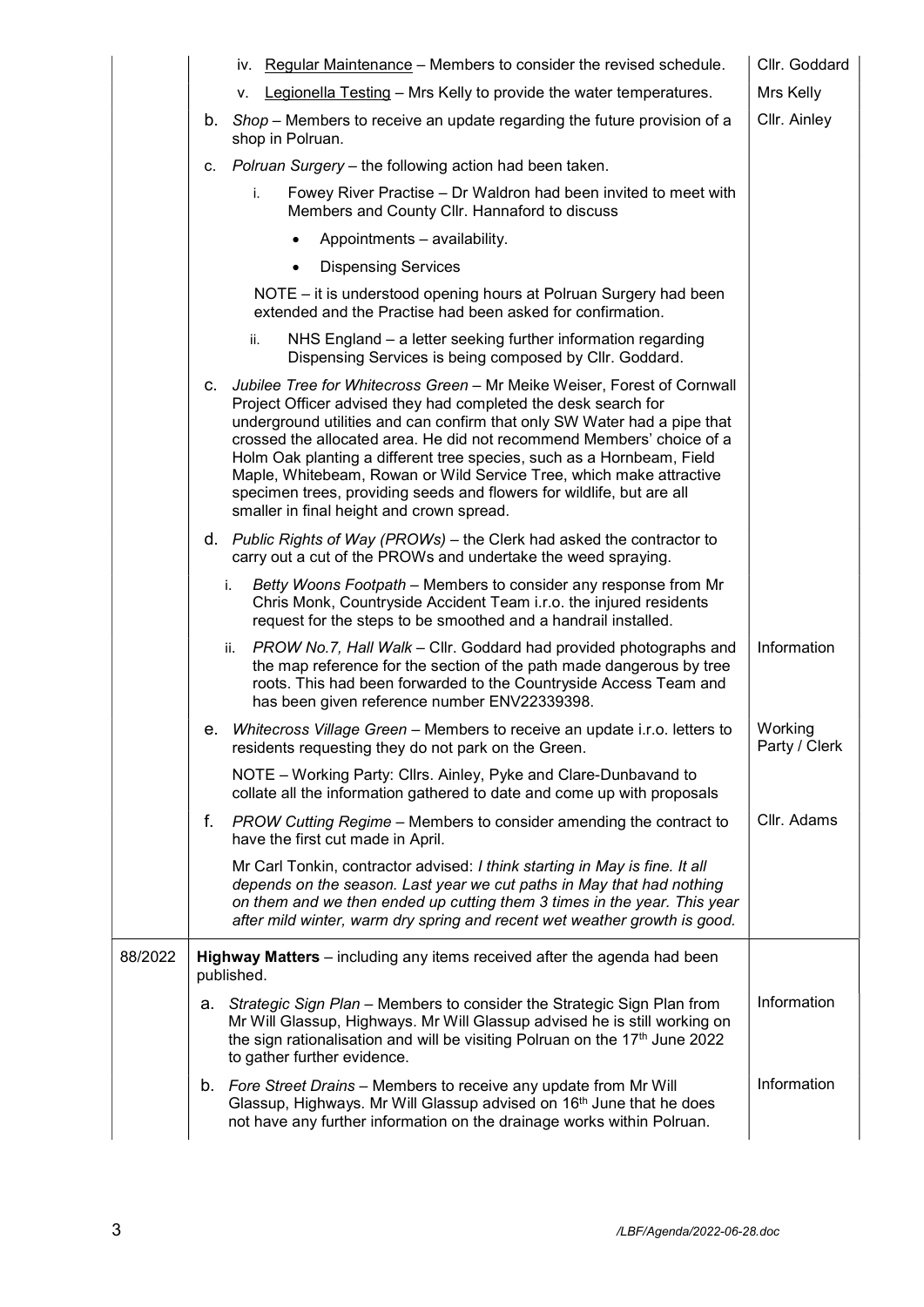| | | |
|---|---|---|
| | iv. <u>Regular Maintenance</u> – Members to consider the revised schedule. | Cllr. Goddard |
| | v. <u>Legionella Testing</u> – Mrs Kelly to provide the water temperatures. | Mrs Kelly |
| | b. *Shop* – Members to receive an update regarding the future provision of a shop in Polruan. | Cllr. Ainley |
| | c. *Polruan Surgery* – the following action had been taken.<br><br>i. Fowey River Practise – Dr Waldron had been invited to meet with Members and County Cllr. Hannaford to discuss<br>• Appointments – availability.<br>• Dispensing Services<br><br>NOTE – it is understood opening hours at Polruan Surgery had been extended and the Practise had been asked for confirmation.<br><br>ii. NHS England – a letter seeking further information regarding Dispensing Services is being composed by Cllr. Goddard. | |
| | c. *Jubilee Tree for Whitecross Green* – Mr Meike Weiser, Forest of Cornwall Project Officer advised they had completed the desk search for underground utilities and can confirm that only SW Water had a pipe that crossed the allocated area. He did not recommend Members' choice of a Holm Oak planting a different tree species, such as a Hornbeam, Field Maple, Whitebeam, Rowan or Wild Service Tree, which make attractive specimen trees, providing seeds and flowers for wildlife, but are all smaller in final height and crown spread. | |
| | d. *Public Rights of Way (PROWs)* – the Clerk had asked the contractor to carry out a cut of the PROWs and undertake the weed spraying. | |
| | i. *Betty Woons Footpath* – Members to consider any response from Mr Chris Monk, Countryside Accident Team i.r.o. the injured residents request for the steps to be smoothed and a handrail installed. | |
| | ii. *PROW No.7, Hall Walk* – Cllr. Goddard had provided photographs and the map reference for the section of the path made dangerous by tree roots. This had been forwarded to the Countryside Access Team and has been given reference number ENV22339398. | Information |
| | e. *Whitecross Village Green* – Members to receive an update i.r.o. letters to residents requesting they do not park on the Green.<br><br>NOTE – Working Party: Cllrs. Ainley, Pyke and Clare-Dunbavand to collate all the information gathered to date and come up with proposals | Working Party / Clerk |
| | f. *PROW Cutting Regime* – Members to consider amending the contract to have the first cut made in April.<br><br>Mr Carl Tonkin, contractor advised: *I think starting in May is fine. It all depends on the season. Last year we cut paths in May that had nothing on them and we then ended up cutting them 3 times in the year. This year after mild winter, warm dry spring and recent wet weather growth is good.* | Cllr. Adams |
| 88/2022 | **Highway Matters** – including any items received after the agenda had been published. | |
| | a. *Strategic Sign Plan* – Members to consider the Strategic Sign Plan from Mr Will Glassup, Highways. Mr Will Glassup advised he is still working on the sign rationalisation and will be visiting Polruan on the 17th June 2022 to gather further evidence. | Information |
| | b. *Fore Street Drains* – Members to receive any update from Mr Will Glassup, Highways. Mr Will Glassup advised on 16th June that he does not have any further information on the drainage works within Polruan. | Information |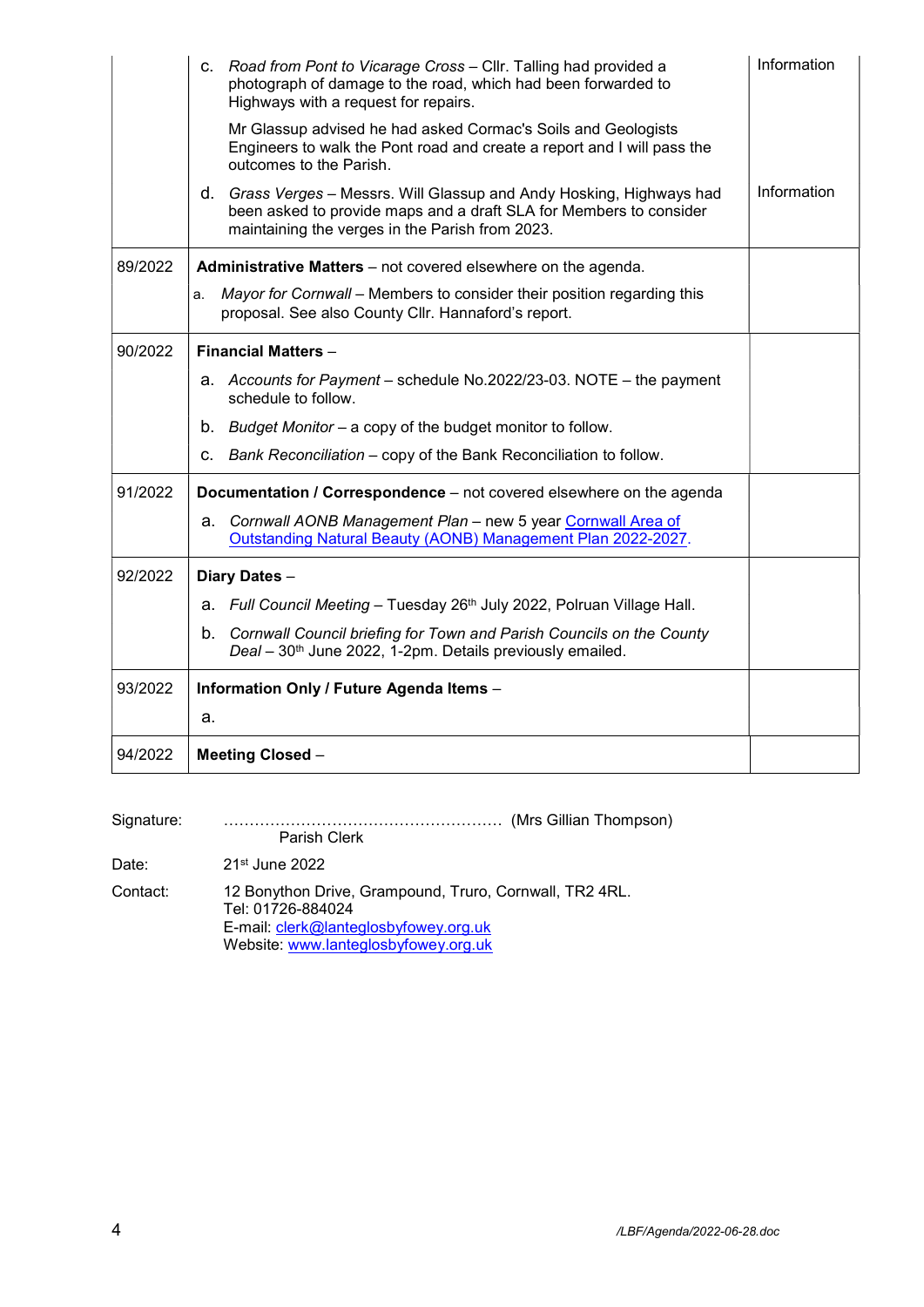| | | |
|---|---|---|
| | c. *Road from Pont to Vicarage Cross* – Cllr. Talling had provided a photograph of damage to the road, which had been forwarded to Highways with a request for repairs.<br><br>Mr Glassup advised he had asked Cormac's Soils and Geologists Engineers to walk the Pont road and create a report and I will pass the outcomes to the Parish. | Information |
| | d. *Grass Verges* – Messrs. Will Glassup and Andy Hosking, Highways had been asked to provide maps and a draft SLA for Members to consider maintaining the verges in the Parish from 2023. | Information |
| 89/2022 | **Administrative Matters** – not covered elsewhere on the agenda.<br><br>a. *Mayor for Cornwall* – Members to consider their position regarding this proposal. See also County Cllr. Hannaford's report. | |
| 90/2022 | **Financial Matters** –<br><br>a. *Accounts for Payment* – schedule No.2022/23-03. NOTE – the payment schedule to follow.<br><br>b. *Budget Monitor* – a copy of the budget monitor to follow.<br><br>c. *Bank Reconciliation* – copy of the Bank Reconciliation to follow. | |
| 91/2022 | **Documentation / Correspondence** – not covered elsewhere on the agenda<br><br>a. *Cornwall AONB Management Plan* – new 5 year Cornwall Area of Outstanding Natural Beauty (AONB) Management Plan 2022-2027. | |
| 92/2022 | **Diary Dates** –<br><br>a. *Full Council Meeting* – Tuesday 26th July 2022, Polruan Village Hall.<br><br>b. *Cornwall Council briefing for Town and Parish Councils on the County Deal* – 30th June 2022, 1-2pm. Details previously emailed. | |
| 93/2022 | **Information Only / Future Agenda Items** –<br><br>a. | |
| 94/2022 | **Meeting Closed** – | |

Signature: ……………………………………………… (Mrs Gillian Thompson)
Parish Clerk

Date: 21st June 2022

Contact: 12 Bonython Drive, Grampound, Truro, Cornwall, TR2 4RL.
Tel: 01726-884024
E-mail: clerk@lanteglosbyfowey.org.uk
Website: www.lanteglosbyfowey.org.uk

/LBF/Agenda/2022-06-28.doc